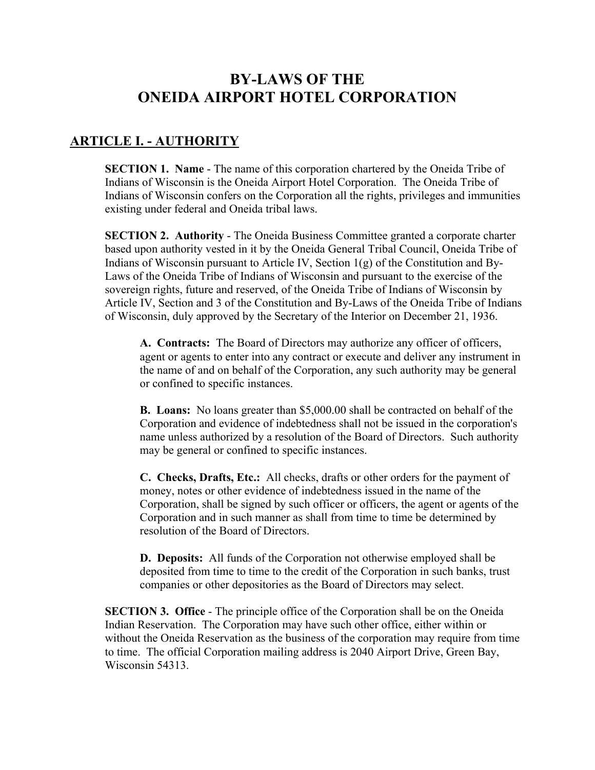# BY-LAWS OF THE ONEIDA AIRPORT HOTEL CORPORATION

## ARTICLE I. - AUTHORITY

**SECTION 1. Name** - The name of this corporation chartered by the Oneida Tribe of Indians of Wisconsin is the Oneida Airport Hotel Corporation. The Oneida Tribe of Indians of Wisconsin confers on the Corporation all the rights, privileges and immunities existing under federal and Oneida tribal laws.

**SECTION 2. Authority** - The Oneida Business Committee granted a corporate charter based upon authority vested in it by the Oneida General Tribal Council, Oneida Tribe of Indians of Wisconsin pursuant to Article IV, Section 1(g) of the Constitution and By-Laws of the Oneida Tribe of Indians of Wisconsin and pursuant to the exercise of the sovereign rights, future and reserved, of the Oneida Tribe of Indians of Wisconsin by Article IV, Section and 3 of the Constitution and By-Laws of the Oneida Tribe of Indians of Wisconsin, duly approved by the Secretary of the Interior on December 21, 1936.

> **A. Contracts:** The Board of Directors may authorize any officer of officers, agent or agents to enter into any contract or execute and deliver any instrument in the name of and on behalf of the Corporation, any such authority may be general or confined to specific instances.
>
> **B. Loans:** No loans greater than $5,000.00 shall be contracted on behalf of the Corporation and evidence of indebtedness shall not be issued in the corporation's name unless authorized by a resolution of the Board of Directors. Such authority may be general or confined to specific instances.
>
> **C. Checks, Drafts, Etc.:** All checks, drafts or other orders for the payment of money, notes or other evidence of indebtedness issued in the name of the Corporation, shall be signed by such officer or officers, the agent or agents of the Corporation and in such manner as shall from time to time be determined by resolution of the Board of Directors.
>
> **D. Deposits:** All funds of the Corporation not otherwise employed shall be deposited from time to time to the credit of the Corporation in such banks, trust companies or other depositories as the Board of Directors may select.

**SECTION 3. Office** - The principle office of the Corporation shall be on the Oneida Indian Reservation. The Corporation may have such other office, either within or without the Oneida Reservation as the business of the corporation may require from time to time. The official Corporation mailing address is 2040 Airport Drive, Green Bay, Wisconsin 54313.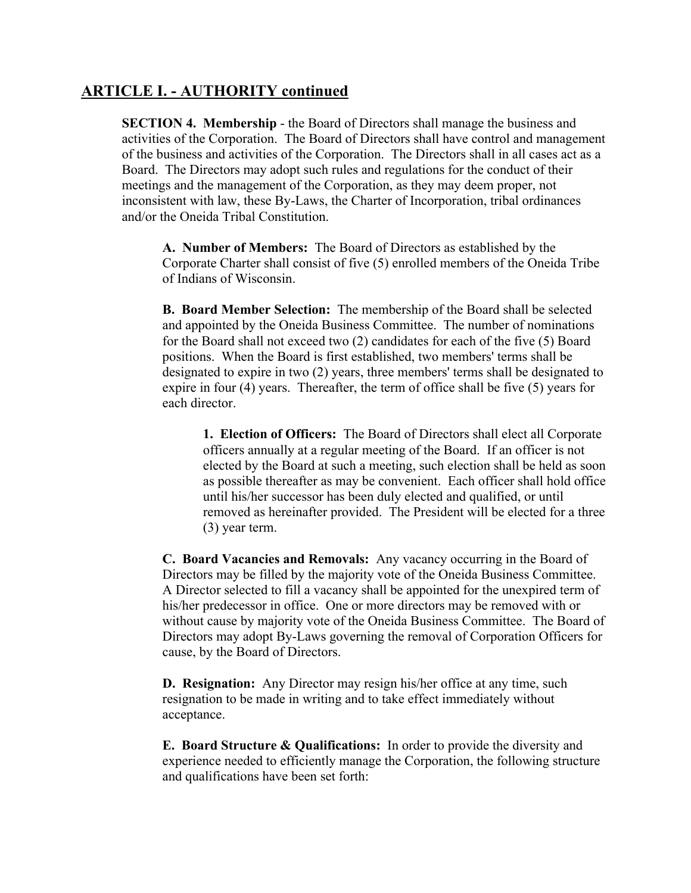## ARTICLE I. - AUTHORITY continued

**SECTION 4. Membership** - the Board of Directors shall manage the business and activities of the Corporation. The Board of Directors shall have control and management of the business and activities of the Corporation. The Directors shall in all cases act as a Board. The Directors may adopt such rules and regulations for the conduct of their meetings and the management of the Corporation, as they may deem proper, not inconsistent with law, these By-Laws, the Charter of Incorporation, tribal ordinances and/or the Oneida Tribal Constitution.

**A. Number of Members:** The Board of Directors as established by the Corporate Charter shall consist of five (5) enrolled members of the Oneida Tribe of Indians of Wisconsin.

**B. Board Member Selection:** The membership of the Board shall be selected and appointed by the Oneida Business Committee. The number of nominations for the Board shall not exceed two (2) candidates for each of the five (5) Board positions. When the Board is first established, two members' terms shall be designated to expire in two (2) years, three members' terms shall be designated to expire in four (4) years. Thereafter, the term of office shall be five (5) years for each director.

**1. Election of Officers:** The Board of Directors shall elect all Corporate officers annually at a regular meeting of the Board. If an officer is not elected by the Board at such a meeting, such election shall be held as soon as possible thereafter as may be convenient. Each officer shall hold office until his/her successor has been duly elected and qualified, or until removed as hereinafter provided. The President will be elected for a three (3) year term.

**C. Board Vacancies and Removals:** Any vacancy occurring in the Board of Directors may be filled by the majority vote of the Oneida Business Committee. A Director selected to fill a vacancy shall be appointed for the unexpired term of his/her predecessor in office. One or more directors may be removed with or without cause by majority vote of the Oneida Business Committee. The Board of Directors may adopt By-Laws governing the removal of Corporation Officers for cause, by the Board of Directors.

**D. Resignation:** Any Director may resign his/her office at any time, such resignation to be made in writing and to take effect immediately without acceptance.

**E. Board Structure & Qualifications:** In order to provide the diversity and experience needed to efficiently manage the Corporation, the following structure and qualifications have been set forth: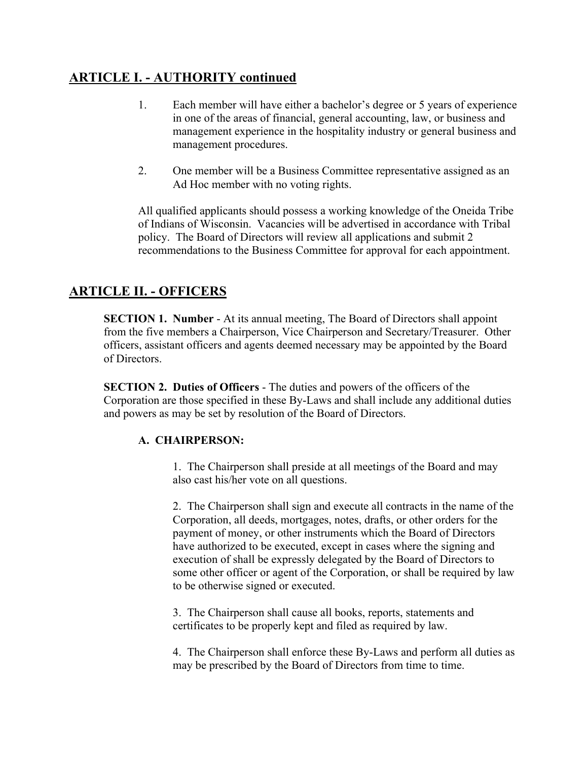## ARTICLE I. - AUTHORITY continued

1. Each member will have either a bachelor's degree or 5 years of experience in one of the areas of financial, general accounting, law, or business and management experience in the hospitality industry or general business and management procedures.

2. One member will be a Business Committee representative assigned as an Ad Hoc member with no voting rights.

All qualified applicants should possess a working knowledge of the Oneida Tribe of Indians of Wisconsin. Vacancies will be advertised in accordance with Tribal policy. The Board of Directors will review all applications and submit 2 recommendations to the Business Committee for approval for each appointment.

## ARTICLE II. - OFFICERS

**SECTION 1. Number** - At its annual meeting, The Board of Directors shall appoint from the five members a Chairperson, Vice Chairperson and Secretary/Treasurer. Other officers, assistant officers and agents deemed necessary may be appointed by the Board of Directors.

**SECTION 2. Duties of Officers** - The duties and powers of the officers of the Corporation are those specified in these By-Laws and shall include any additional duties and powers as may be set by resolution of the Board of Directors.

**A. CHAIRPERSON:**

1. The Chairperson shall preside at all meetings of the Board and may also cast his/her vote on all questions.

2. The Chairperson shall sign and execute all contracts in the name of the Corporation, all deeds, mortgages, notes, drafts, or other orders for the payment of money, or other instruments which the Board of Directors have authorized to be executed, except in cases where the signing and execution of shall be expressly delegated by the Board of Directors to some other officer or agent of the Corporation, or shall be required by law to be otherwise signed or executed.

3. The Chairperson shall cause all books, reports, statements and certificates to be properly kept and filed as required by law.

4. The Chairperson shall enforce these By-Laws and perform all duties as may be prescribed by the Board of Directors from time to time.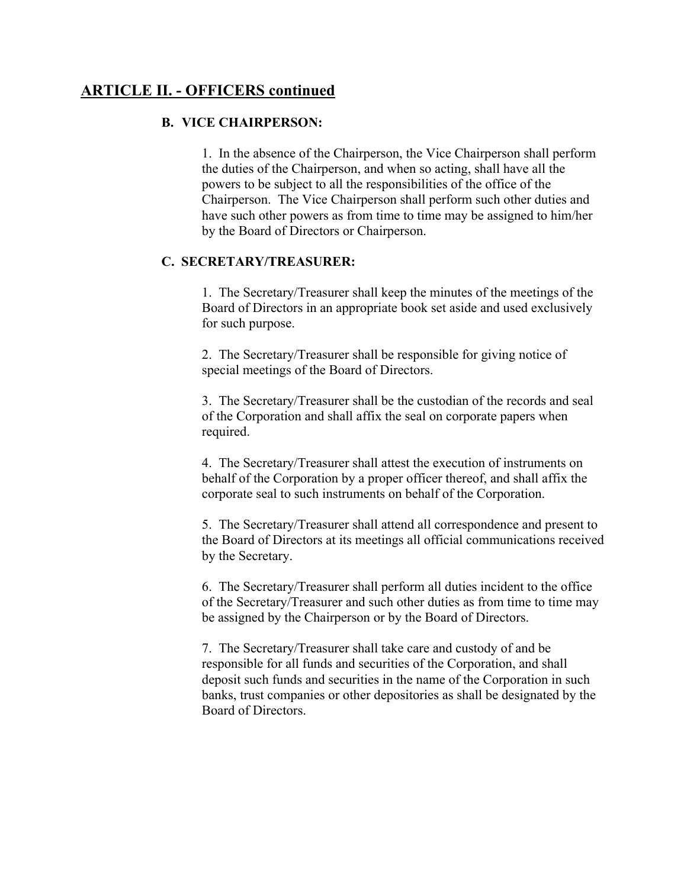## ARTICLE II. - OFFICERS continued

### B. VICE CHAIRPERSON:

1. In the absence of the Chairperson, the Vice Chairperson shall perform the duties of the Chairperson, and when so acting, shall have all the powers to be subject to all the responsibilities of the office of the Chairperson. The Vice Chairperson shall perform such other duties and have such other powers as from time to time may be assigned to him/her by the Board of Directors or Chairperson.

### C. SECRETARY/TREASURER:

1. The Secretary/Treasurer shall keep the minutes of the meetings of the Board of Directors in an appropriate book set aside and used exclusively for such purpose.

2. The Secretary/Treasurer shall be responsible for giving notice of special meetings of the Board of Directors.

3. The Secretary/Treasurer shall be the custodian of the records and seal of the Corporation and shall affix the seal on corporate papers when required.

4. The Secretary/Treasurer shall attest the execution of instruments on behalf of the Corporation by a proper officer thereof, and shall affix the corporate seal to such instruments on behalf of the Corporation.

5. The Secretary/Treasurer shall attend all correspondence and present to the Board of Directors at its meetings all official communications received by the Secretary.

6. The Secretary/Treasurer shall perform all duties incident to the office of the Secretary/Treasurer and such other duties as from time to time may be assigned by the Chairperson or by the Board of Directors.

7. The Secretary/Treasurer shall take care and custody of and be responsible for all funds and securities of the Corporation, and shall deposit such funds and securities in the name of the Corporation in such banks, trust companies or other depositories as shall be designated by the Board of Directors.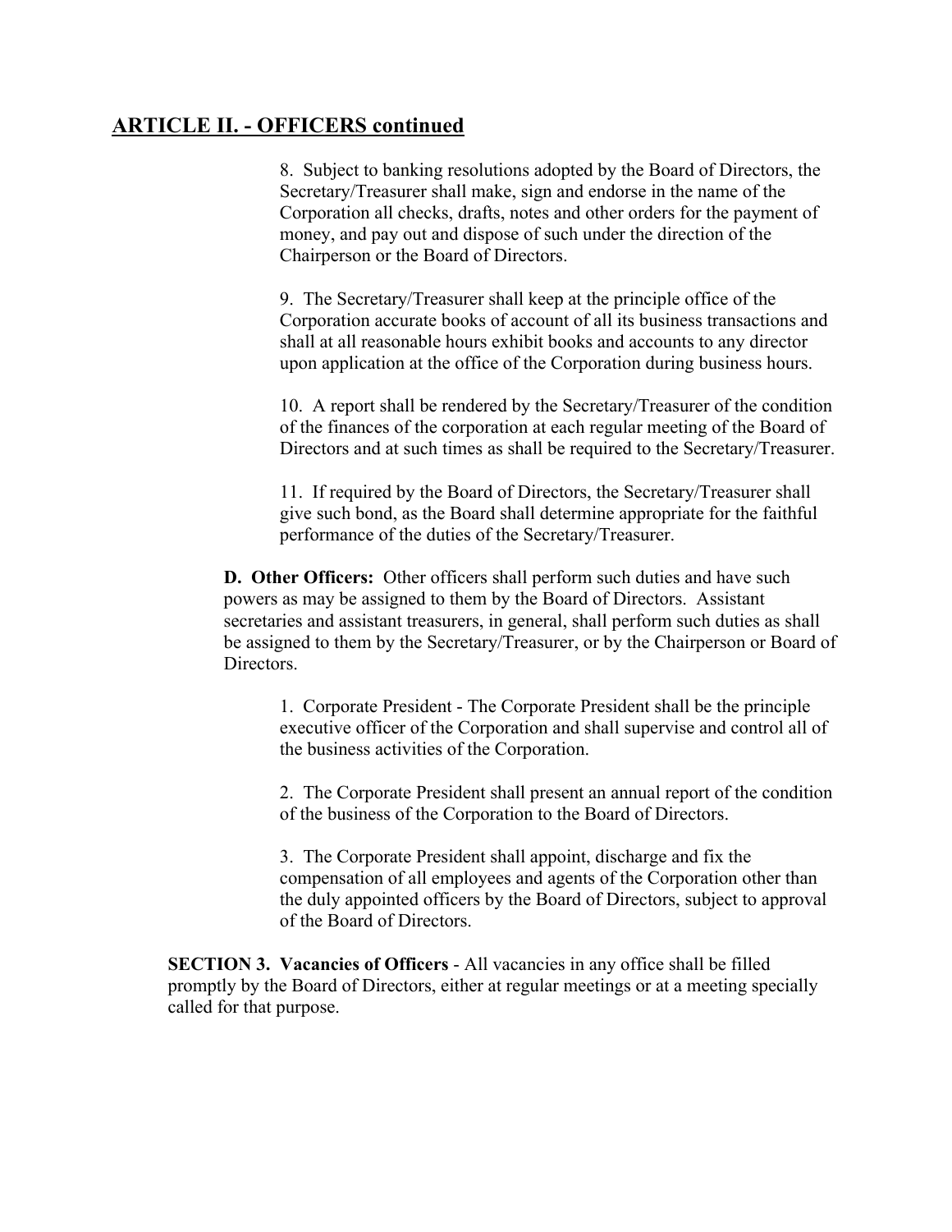## ARTICLE II. - OFFICERS continued

8. Subject to banking resolutions adopted by the Board of Directors, the Secretary/Treasurer shall make, sign and endorse in the name of the Corporation all checks, drafts, notes and other orders for the payment of money, and pay out and dispose of such under the direction of the Chairperson or the Board of Directors.

9. The Secretary/Treasurer shall keep at the principle office of the Corporation accurate books of account of all its business transactions and shall at all reasonable hours exhibit books and accounts to any director upon application at the office of the Corporation during business hours.

10. A report shall be rendered by the Secretary/Treasurer of the condition of the finances of the corporation at each regular meeting of the Board of Directors and at such times as shall be required to the Secretary/Treasurer.

11. If required by the Board of Directors, the Secretary/Treasurer shall give such bond, as the Board shall determine appropriate for the faithful performance of the duties of the Secretary/Treasurer.

**D. Other Officers:** Other officers shall perform such duties and have such powers as may be assigned to them by the Board of Directors. Assistant secretaries and assistant treasurers, in general, shall perform such duties as shall be assigned to them by the Secretary/Treasurer, or by the Chairperson or Board of Directors.

1. Corporate President - The Corporate President shall be the principle executive officer of the Corporation and shall supervise and control all of the business activities of the Corporation.

2. The Corporate President shall present an annual report of the condition of the business of the Corporation to the Board of Directors.

3. The Corporate President shall appoint, discharge and fix the compensation of all employees and agents of the Corporation other than the duly appointed officers by the Board of Directors, subject to approval of the Board of Directors.

**SECTION 3. Vacancies of Officers** - All vacancies in any office shall be filled promptly by the Board of Directors, either at regular meetings or at a meeting specially called for that purpose.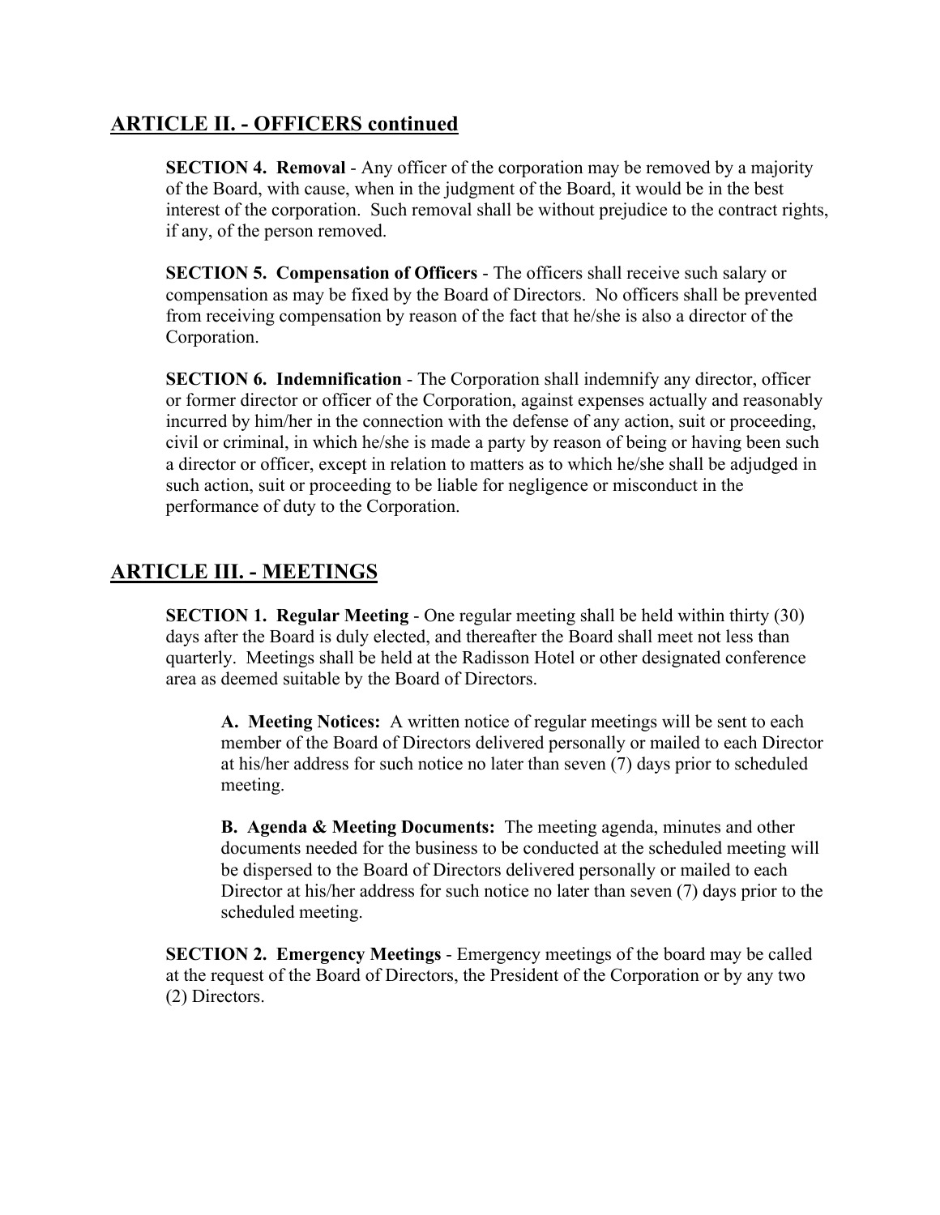## ARTICLE II. - OFFICERS continued

**SECTION 4. Removal** - Any officer of the corporation may be removed by a majority of the Board, with cause, when in the judgment of the Board, it would be in the best interest of the corporation. Such removal shall be without prejudice to the contract rights, if any, of the person removed.

**SECTION 5. Compensation of Officers** - The officers shall receive such salary or compensation as may be fixed by the Board of Directors. No officers shall be prevented from receiving compensation by reason of the fact that he/she is also a director of the Corporation.

**SECTION 6. Indemnification** - The Corporation shall indemnify any director, officer or former director or officer of the Corporation, against expenses actually and reasonably incurred by him/her in the connection with the defense of any action, suit or proceeding, civil or criminal, in which he/she is made a party by reason of being or having been such a director or officer, except in relation to matters as to which he/she shall be adjudged in such action, suit or proceeding to be liable for negligence or misconduct in the performance of duty to the Corporation.

## ARTICLE III. - MEETINGS

**SECTION 1. Regular Meeting** - One regular meeting shall be held within thirty (30) days after the Board is duly elected, and thereafter the Board shall meet not less than quarterly. Meetings shall be held at the Radisson Hotel or other designated conference area as deemed suitable by the Board of Directors.

**A. Meeting Notices:** A written notice of regular meetings will be sent to each member of the Board of Directors delivered personally or mailed to each Director at his/her address for such notice no later than seven (7) days prior to scheduled meeting.

**B. Agenda & Meeting Documents:** The meeting agenda, minutes and other documents needed for the business to be conducted at the scheduled meeting will be dispersed to the Board of Directors delivered personally or mailed to each Director at his/her address for such notice no later than seven (7) days prior to the scheduled meeting.

**SECTION 2. Emergency Meetings** - Emergency meetings of the board may be called at the request of the Board of Directors, the President of the Corporation or by any two (2) Directors.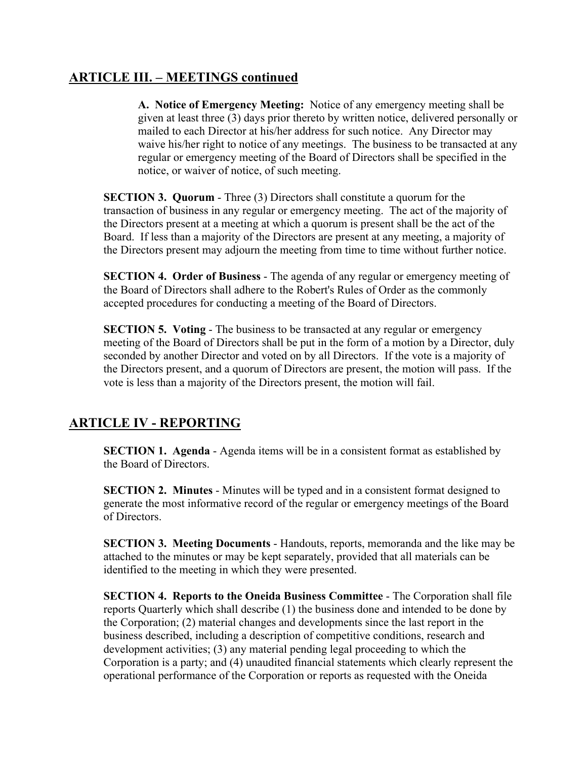## ARTICLE III. – MEETINGS continued

**A. Notice of Emergency Meeting:** Notice of any emergency meeting shall be given at least three (3) days prior thereto by written notice, delivered personally or mailed to each Director at his/her address for such notice. Any Director may waive his/her right to notice of any meetings. The business to be transacted at any regular or emergency meeting of the Board of Directors shall be specified in the notice, or waiver of notice, of such meeting.

**SECTION 3. Quorum** - Three (3) Directors shall constitute a quorum for the transaction of business in any regular or emergency meeting. The act of the majority of the Directors present at a meeting at which a quorum is present shall be the act of the Board. If less than a majority of the Directors are present at any meeting, a majority of the Directors present may adjourn the meeting from time to time without further notice.

**SECTION 4. Order of Business** - The agenda of any regular or emergency meeting of the Board of Directors shall adhere to the Robert's Rules of Order as the commonly accepted procedures for conducting a meeting of the Board of Directors.

**SECTION 5. Voting** - The business to be transacted at any regular or emergency meeting of the Board of Directors shall be put in the form of a motion by a Director, duly seconded by another Director and voted on by all Directors. If the vote is a majority of the Directors present, and a quorum of Directors are present, the motion will pass. If the vote is less than a majority of the Directors present, the motion will fail.

## ARTICLE IV - REPORTING

**SECTION 1. Agenda** - Agenda items will be in a consistent format as established by the Board of Directors.

**SECTION 2. Minutes** - Minutes will be typed and in a consistent format designed to generate the most informative record of the regular or emergency meetings of the Board of Directors.

**SECTION 3. Meeting Documents** - Handouts, reports, memoranda and the like may be attached to the minutes or may be kept separately, provided that all materials can be identified to the meeting in which they were presented.

**SECTION 4. Reports to the Oneida Business Committee** - The Corporation shall file reports Quarterly which shall describe (1) the business done and intended to be done by the Corporation; (2) material changes and developments since the last report in the business described, including a description of competitive conditions, research and development activities; (3) any material pending legal proceeding to which the Corporation is a party; and (4) unaudited financial statements which clearly represent the operational performance of the Corporation or reports as requested with the Oneida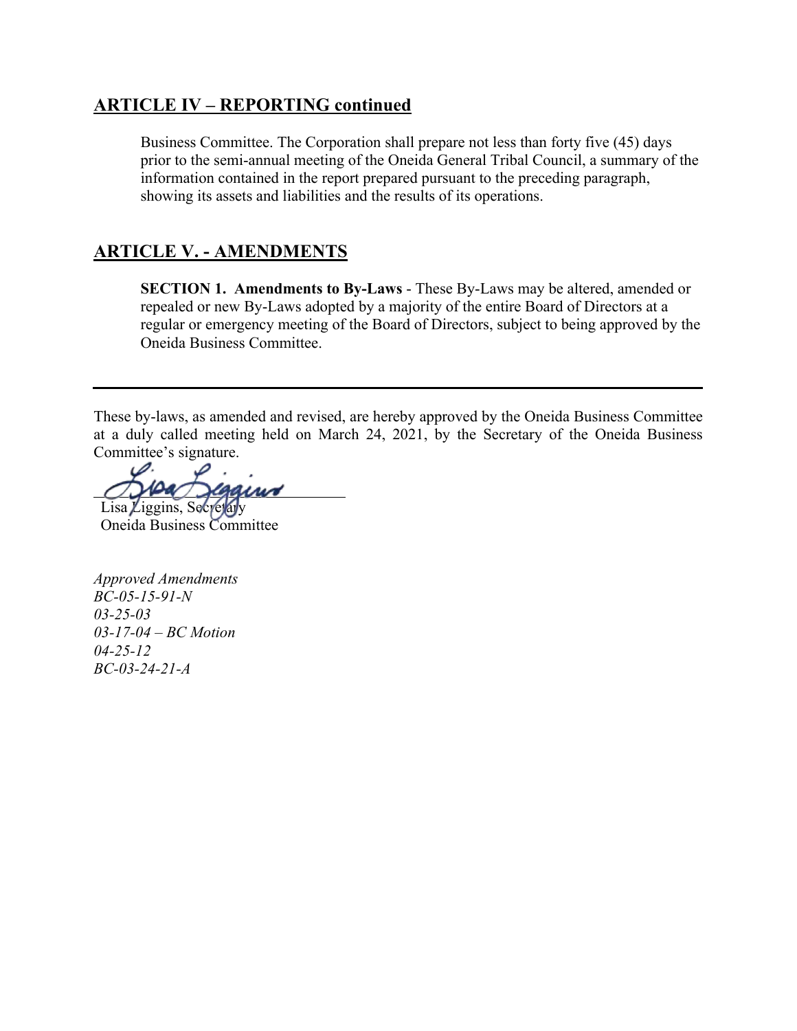## ARTICLE IV – REPORTING continued

Business Committee. The Corporation shall prepare not less than forty five (45) days prior to the semi-annual meeting of the Oneida General Tribal Council, a summary of the information contained in the report prepared pursuant to the preceding paragraph, showing its assets and liabilities and the results of its operations.

## ARTICLE V. - AMENDMENTS

**SECTION 1. Amendments to By-Laws** - These By-Laws may be altered, amended or repealed or new By-Laws adopted by a majority of the entire Board of Directors at a regular or emergency meeting of the Board of Directors, subject to being approved by the Oneida Business Committee.

---

These by-laws, as amended and revised, are hereby approved by the Oneida Business Committee at a duly called meeting held on March 24, 2021, by the Secretary of the Oneida Business Committee's signature.

Lisa Liggins, Secretary
Oneida Business Committee

*Approved Amendments*
*BC-05-15-91-N*
*03-25-03*
*03-17-04 – BC Motion*
*04-25-12*
*BC-03-24-21-A*